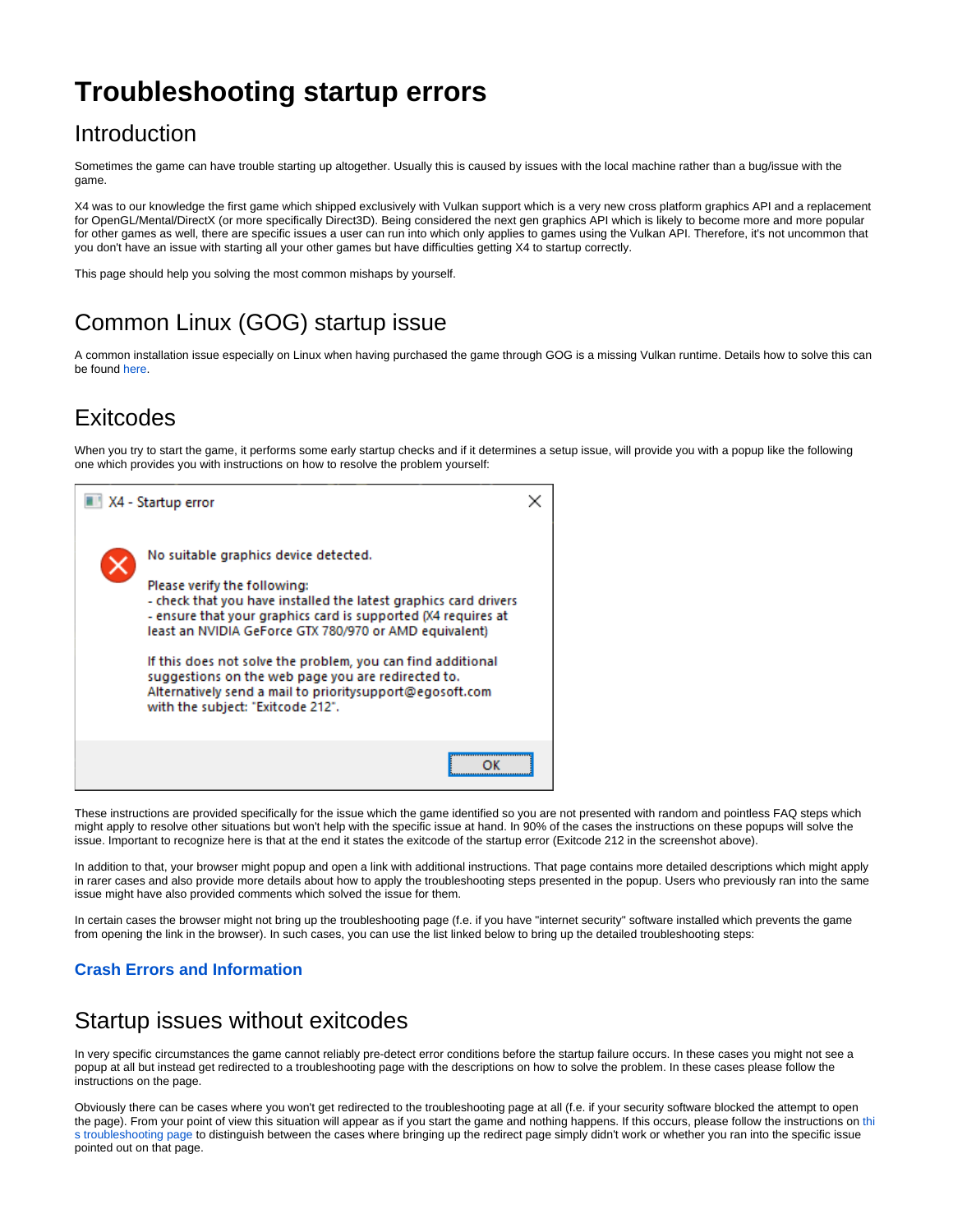# Troubleshooting startup errors

## Introduction

Sometimes the game can have trouble starting up altogether. Usually this is caused by issues with the local machine rather than a bug/issue with the game.

X4 was to our knowledge the first game which shipped exclusively with Vulkan support which is a very new cross platform graphics API and a replacement for OpenGL/Mental/DirectX (or more specifically Direct3D). Being considered the next gen graphics API which is likely to become more and more popular for other games as well, there are specific issues a user can run into which only applies to games using the Vulkan API. Therefore, it's not uncommon that you don't have an issue with starting all your other games but have difficulties getting X4 to startup correctly.

This page should help you solving the most common mishaps by yourself.

## Common Linux (GOG) startup issue

A common installation issue especially on Linux when having purchased the game through GOG is a missing Vulkan runtime. Details how to solve this can be found here.

## Exitcodes

When you try to start the game, it performs some early startup checks and if it determines a setup issue, will provide you with a popup like the following one which provides you with instructions on how to resolve the problem yourself:

X4 - Startup error

No suitable graphics device detected.

Please verify the following:
- check that you have installed the latest graphics card drivers
- ensure that your graphics card is supported (X4 requires at least an NVIDIA GeForce GTX 780/970 or AMD equivalent)

If this does not solve the problem, you can find additional suggestions on the web page you are redirected to.
Alternatively send a mail to prioritysupport@egosoft.com with the subject: "Exitcode 212".

OK

These instructions are provided specifically for the issue which the game identified so you are not presented with random and pointless FAQ steps which might apply to resolve other situations but won't help with the specific issue at hand. In 90% of the cases the instructions on these popups will solve the issue. Important to recognize here is that at the end it states the exitcode of the startup error (Exitcode 212 in the screenshot above).

In addition to that, your browser might popup and open a link with additional instructions. That page contains more detailed descriptions which might apply in rarer cases and also provide more details about how to apply the troubleshooting steps presented in the popup. Users who previously ran into the same issue might have also provided comments which solved the issue for them.

In certain cases the browser might not bring up the troubleshooting page (f.e. if you have "internet security" software installed which prevents the game from opening the link in the browser). In such cases, you can use the list linked below to bring up the detailed troubleshooting steps:

### Crash Errors and Information

## Startup issues without exitcodes

In very specific circumstances the game cannot reliably pre-detect error conditions before the startup failure occurs. In these cases you might not see a popup at all but instead get redirected to a troubleshooting page with the descriptions on how to solve the problem. In these cases please follow the instructions on the page.

Obviously there can be cases where you won't get redirected to the troubleshooting page at all (f.e. if your security software blocked the attempt to open the page). From your point of view this situation will appear as if you start the game and nothing happens. If this occurs, please follow the instructions on this troubleshooting page to distinguish between the cases where bringing up the redirect page simply didn't work or whether you ran into the specific issue pointed out on that page.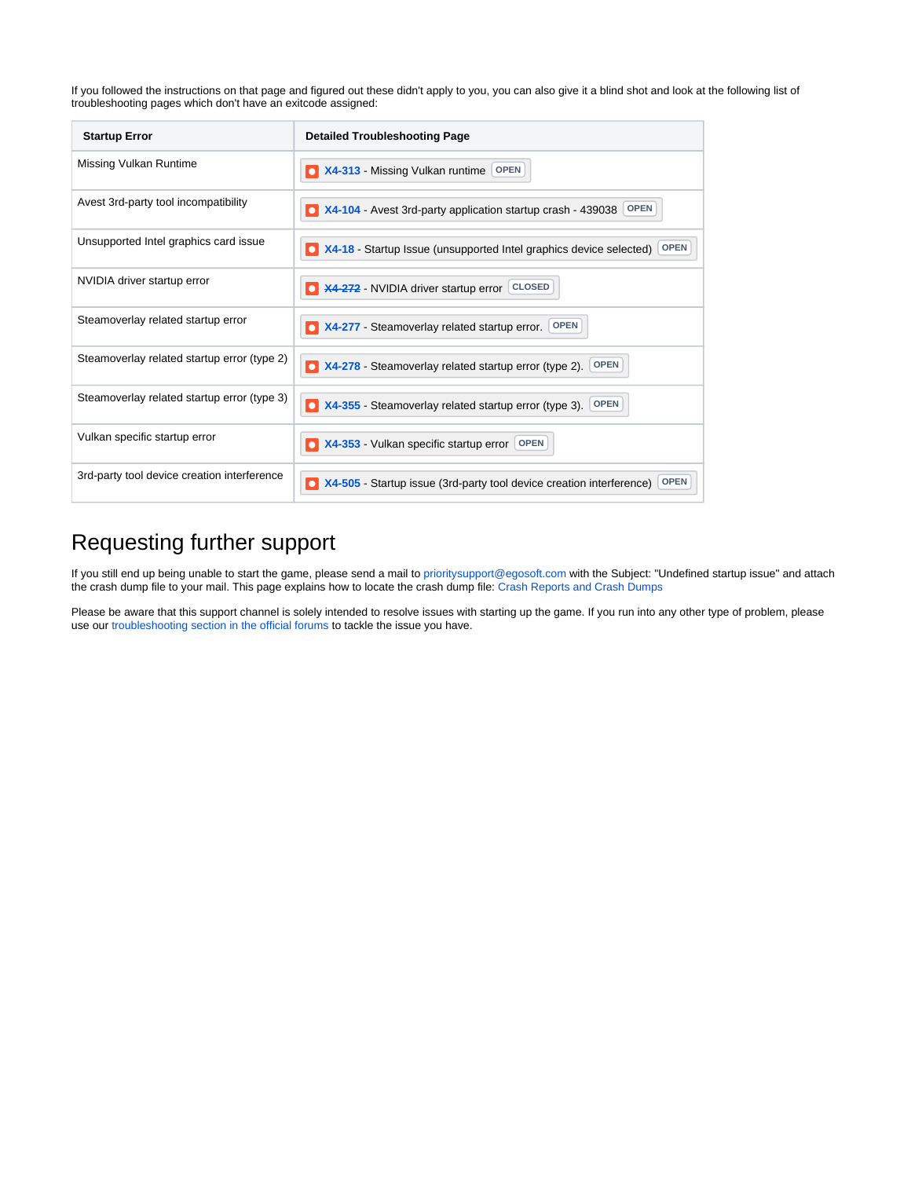If you followed the instructions on that page and figured out these didn't apply to you, you can also give it a blind shot and look at the following list of troubleshooting pages which don't have an exitcode assigned:

| Startup Error | Detailed Troubleshooting Page |
|---|---|
| Missing Vulkan Runtime | X4-313 - Missing Vulkan runtime OPEN |
| Avest 3rd-party tool incompatibility | X4-104 - Avest 3rd-party application startup crash - 439038 OPEN |
| Unsupported Intel graphics card issue | X4-18 - Startup Issue (unsupported Intel graphics device selected) OPEN |
| NVIDIA driver startup error | ~~X4-272~~ - NVIDIA driver startup error CLOSED |
| Steamoverlay related startup error | X4-277 - Steamoverlay related startup error. OPEN |
| Steamoverlay related startup error (type 2) | X4-278 - Steamoverlay related startup error (type 2). OPEN |
| Steamoverlay related startup error (type 3) | X4-355 - Steamoverlay related startup error (type 3). OPEN |
| Vulkan specific startup error | X4-353 - Vulkan specific startup error OPEN |
| 3rd-party tool device creation interference | X4-505 - Startup issue (3rd-party tool device creation interference) OPEN |

# Requesting further support

If you still end up being unable to start the game, please send a mail to prioritysupport@egosoft.com with the Subject: "Undefined startup issue" and attach the crash dump file to your mail. This page explains how to locate the crash dump file: Crash Reports and Crash Dumps

Please be aware that this support channel is solely intended to resolve issues with starting up the game. If you run into any other type of problem, please use our troubleshooting section in the official forums to tackle the issue you have.